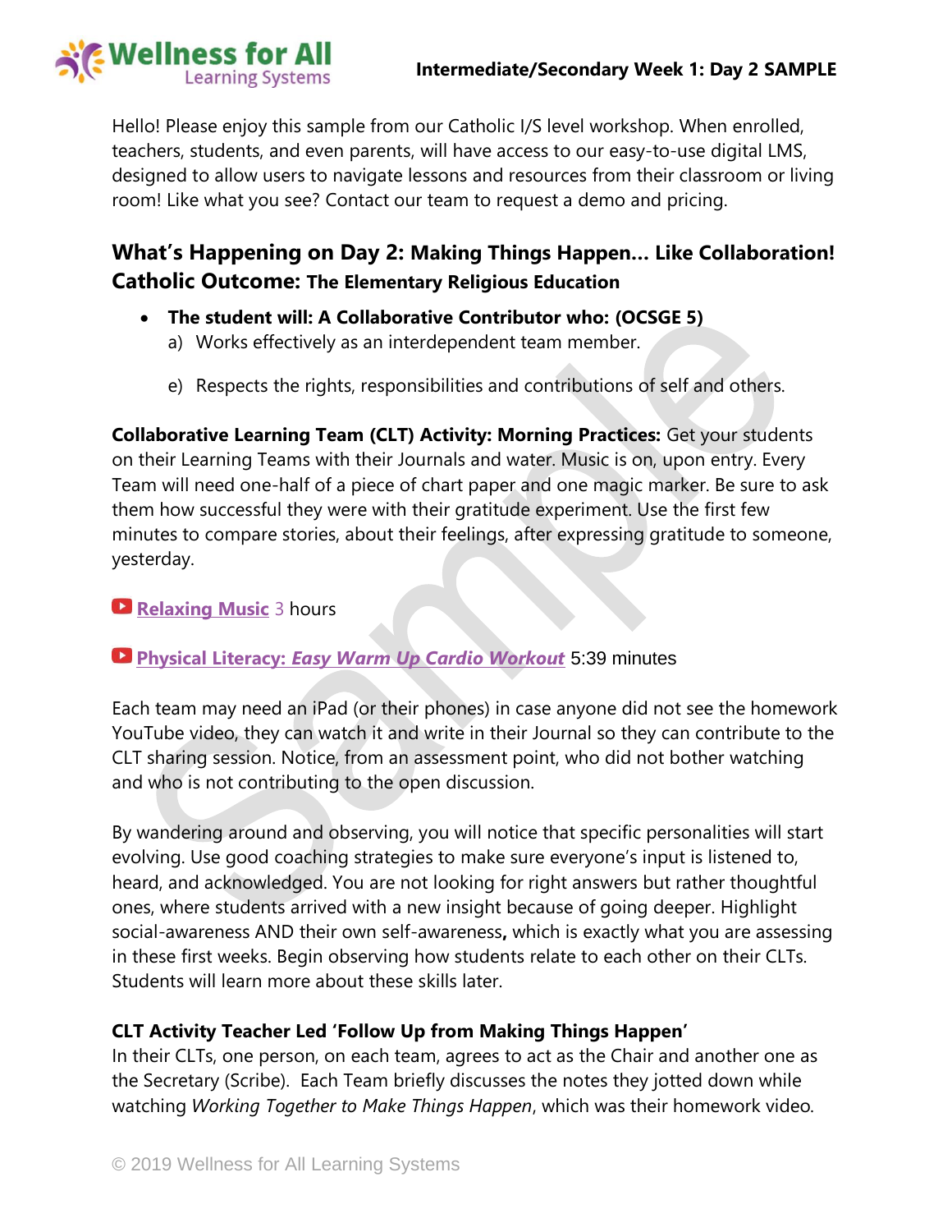Hello! Please enjoy this sample from our Catholic I/S level workshop. When enrolled, teachers, students, and even parents, will have access to our easy-to-use digital LMS, designed to allow users to navigate lessons and resources from their classroom or living room! Like what you see? Contact our team to request a demo and pricing.

## What's Happening on Day 2: Making Things Happen… Like Collaboration!

## Catholic Outcome: The Elementary Religious Education

- **The student will: A Collaborative Contributor who: (OCSGE 5)**
  a) Works effectively as an interdependent team member.

  e) Respects the rights, responsibilities and contributions of self and others.

**Collaborative Learning Team (CLT) Activity: Morning Practices:** Get your students on their Learning Teams with their Journals and water. Music is on, upon entry. Every Team will need one-half of a piece of chart paper and one magic marker. Be sure to ask them how successful they were with their gratitude experiment. Use the first few minutes to compare stories, about their feelings, after expressing gratitude to someone, yesterday.

**Relaxing Music** 3 hours

**Physical Literacy: *Easy Warm Up Cardio Workout*** 5:39 minutes

Each team may need an iPad (or their phones) in case anyone did not see the homework YouTube video, they can watch it and write in their Journal so they can contribute to the CLT sharing session. Notice, from an assessment point, who did not bother watching and who is not contributing to the open discussion.

By wandering around and observing, you will notice that specific personalities will start evolving. Use good coaching strategies to make sure everyone's input is listened to, heard, and acknowledged. You are not looking for right answers but rather thoughtful ones, where students arrived with a new insight because of going deeper. Highlight social-awareness AND their own self-awareness**,** which is exactly what you are assessing in these first weeks. Begin observing how students relate to each other on their CLTs. Students will learn more about these skills later.

**CLT Activity Teacher Led 'Follow Up from Making Things Happen'**

In their CLTs, one person, on each team, agrees to act as the Chair and another one as the Secretary (Scribe). Each Team briefly discusses the notes they jotted down while watching *Working Together to Make Things Happen*, which was their homework video.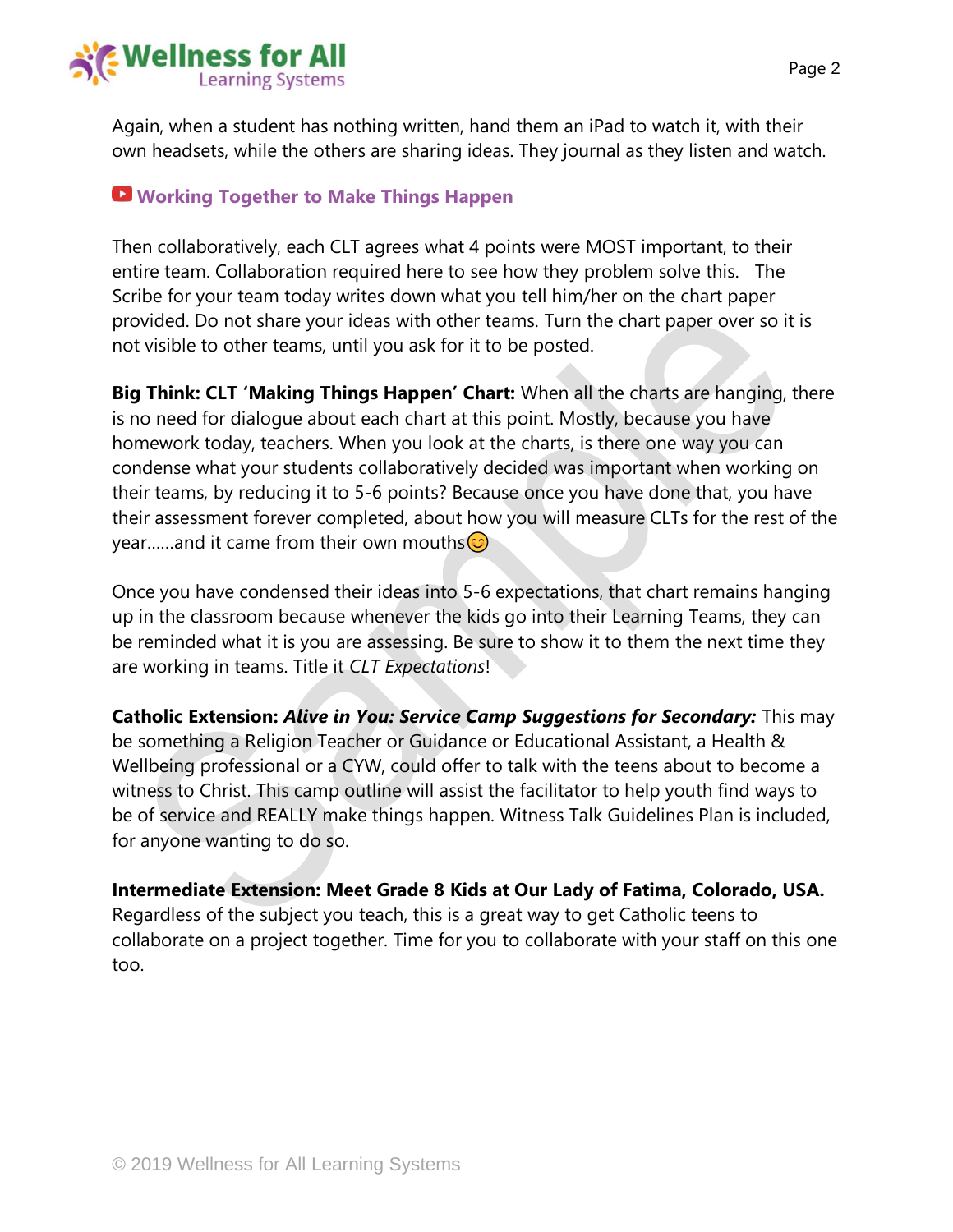Again, when a student has nothing written, hand them an iPad to watch it, with their own headsets, while the others are sharing ideas. They journal as they listen and watch.

**Working Together to Make Things Happen**

Then collaboratively, each CLT agrees what 4 points were MOST important, to their entire team. Collaboration required here to see how they problem solve this. The Scribe for your team today writes down what you tell him/her on the chart paper provided. Do not share your ideas with other teams. Turn the chart paper over so it is not visible to other teams, until you ask for it to be posted.

**Big Think: CLT 'Making Things Happen' Chart:** When all the charts are hanging, there is no need for dialogue about each chart at this point. Mostly, because you have homework today, teachers. When you look at the charts, is there one way you can condense what your students collaboratively decided was important when working on their teams, by reducing it to 5-6 points? Because once you have done that, you have their assessment forever completed, about how you will measure CLTs for the rest of the year……and it came from their own mouths😊

Once you have condensed their ideas into 5-6 expectations, that chart remains hanging up in the classroom because whenever the kids go into their Learning Teams, they can be reminded what it is you are assessing. Be sure to show it to them the next time they are working in teams. Title it *CLT Expectations*!

**Catholic Extension: *Alive in You: Service Camp Suggestions for Secondary:*** This may be something a Religion Teacher or Guidance or Educational Assistant, a Health & Wellbeing professional or a CYW, could offer to talk with the teens about to become a witness to Christ. This camp outline will assist the facilitator to help youth find ways to be of service and REALLY make things happen. Witness Talk Guidelines Plan is included, for anyone wanting to do so.

**Intermediate Extension: Meet Grade 8 Kids at Our Lady of Fatima, Colorado, USA.** Regardless of the subject you teach, this is a great way to get Catholic teens to collaborate on a project together. Time for you to collaborate with your staff on this one too.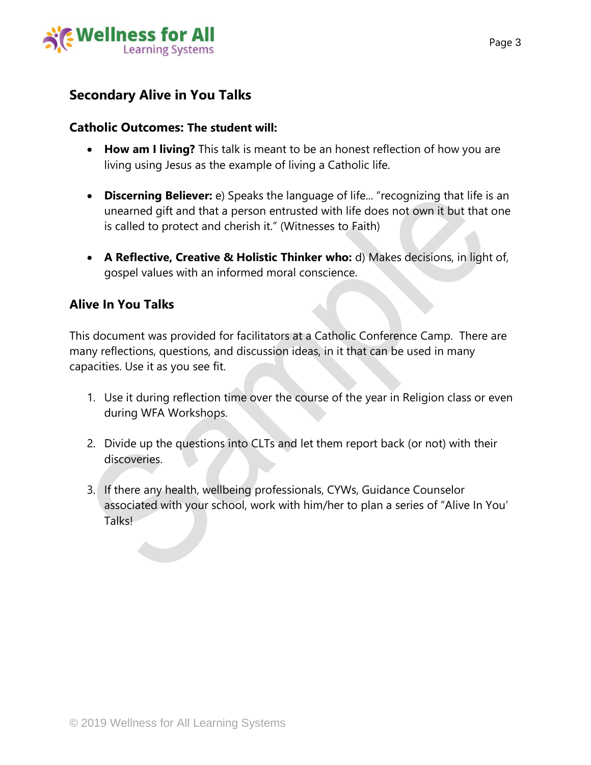## Secondary Alive in You Talks

### Catholic Outcomes: The student will:

- **How am I living?** This talk is meant to be an honest reflection of how you are living using Jesus as the example of living a Catholic life.

- **Discerning Believer:** e) Speaks the language of life... "recognizing that life is an unearned gift and that a person entrusted with life does not own it but that one is called to protect and cherish it." (Witnesses to Faith)

- **A Reflective, Creative & Holistic Thinker who:** d) Makes decisions, in light of, gospel values with an informed moral conscience.

### Alive In You Talks

This document was provided for facilitators at a Catholic Conference Camp. There are many reflections, questions, and discussion ideas, in it that can be used in many capacities. Use it as you see fit.

1. Use it during reflection time over the course of the year in Religion class or even during WFA Workshops.

2. Divide up the questions into CLTs and let them report back (or not) with their discoveries.

3. If there any health, wellbeing professionals, CYWs, Guidance Counselor associated with your school, work with him/her to plan a series of "Alive In You' Talks!

© 2019 Wellness for All Learning Systems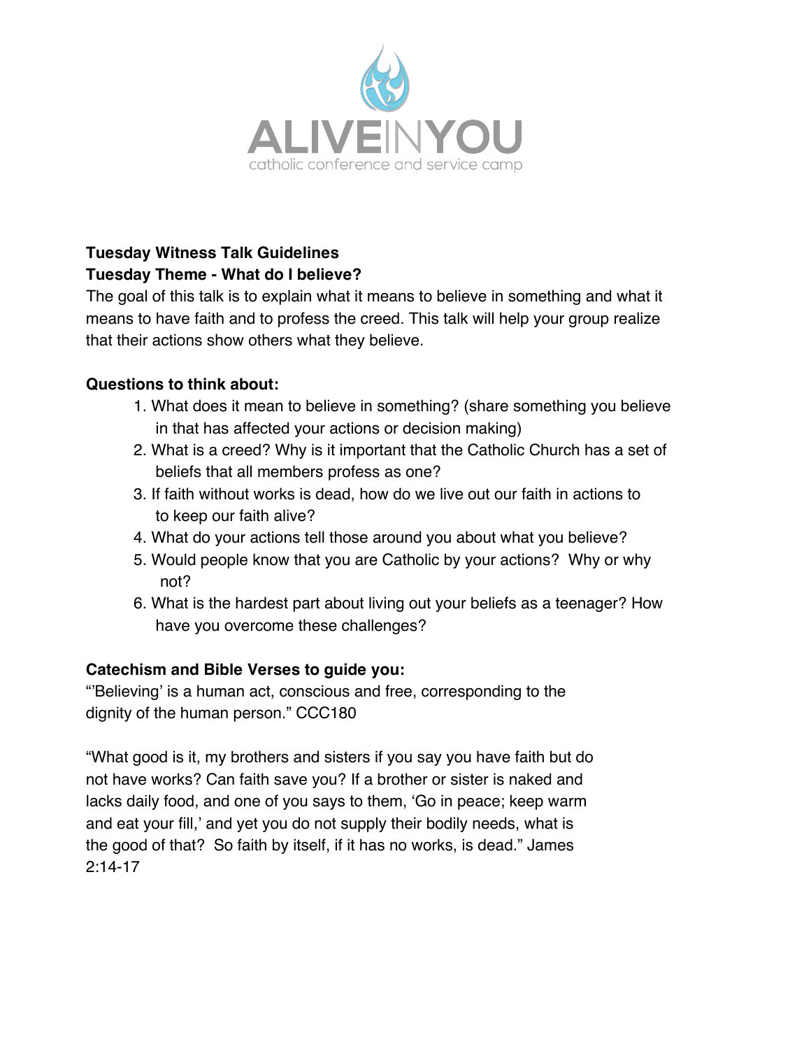ALIVEINYOU

catholic conference and service camp

**Tuesday Witness Talk Guidelines**

**Tuesday Theme - What do I believe?**

The goal of this talk is to explain what it means to believe in something and what it means to have faith and to profess the creed. This talk will help your group realize that their actions show others what they believe.

**Questions to think about:**

1. What does it mean to believe in something? (share something you believe in that has affected your actions or decision making)
2. What is a creed? Why is it important that the Catholic Church has a set of beliefs that all members profess as one?
3. If faith without works is dead, how do we live out our faith in actions to to keep our faith alive?
4. What do your actions tell those around you about what you believe?
5. Would people know that you are Catholic by your actions? Why or why not?
6. What is the hardest part about living out your beliefs as a teenager? How have you overcome these challenges?

**Catechism and Bible Verses to guide you:**

"'Believing' is a human act, conscious and free, corresponding to the dignity of the human person." CCC180

"What good is it, my brothers and sisters if you say you have faith but do not have works? Can faith save you? If a brother or sister is naked and lacks daily food, and one of you says to them, 'Go in peace; keep warm and eat your fill,' and yet you do not supply their bodily needs, what is the good of that? So faith by itself, if it has no works, is dead." James 2:14-17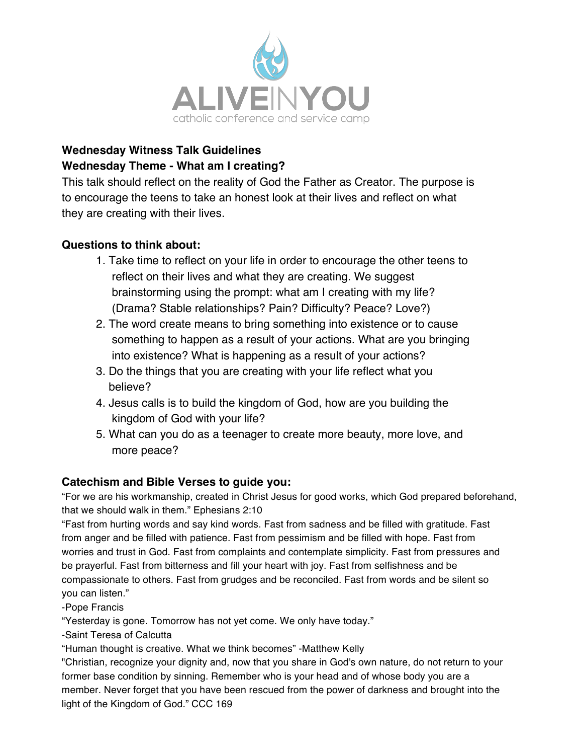ALIVEINYOU
catholic conference and service camp

**Wednesday Witness Talk Guidelines**
**Wednesday Theme - What am I creating?**

This talk should reflect on the reality of God the Father as Creator. The purpose is to encourage the teens to take an honest look at their lives and reflect on what they are creating with their lives.

### Questions to think about:

1. Take time to reflect on your life in order to encourage the other teens to reflect on their lives and what they are creating. We suggest brainstorming using the prompt: what am I creating with my life? (Drama? Stable relationships? Pain? Difficulty? Peace? Love?)
2. The word create means to bring something into existence or to cause something to happen as a result of your actions. What are you bringing into existence? What is happening as a result of your actions?
3. Do the things that you are creating with your life reflect what you believe?
4. Jesus calls is to build the kingdom of God, how are you building the kingdom of God with your life?
5. What can you do as a teenager to create more beauty, more love, and more peace?

### Catechism and Bible Verses to guide you:

"For we are his workmanship, created in Christ Jesus for good works, which God prepared beforehand, that we should walk in them." Ephesians 2:10

"Fast from hurting words and say kind words. Fast from sadness and be filled with gratitude. Fast from anger and be filled with patience. Fast from pessimism and be filled with hope. Fast from worries and trust in God. Fast from complaints and contemplate simplicity. Fast from pressures and be prayerful. Fast from bitterness and fill your heart with joy. Fast from selfishness and be compassionate to others. Fast from grudges and be reconciled. Fast from words and be silent so you can listen."
-Pope Francis

"Yesterday is gone. Tomorrow has not yet come. We only have today."
-Saint Teresa of Calcutta

"Human thought is creative. What we think becomes" -Matthew Kelly

"Christian, recognize your dignity and, now that you share in God's own nature, do not return to your former base condition by sinning. Remember who is your head and of whose body you are a member. Never forget that you have been rescued from the power of darkness and brought into the light of the Kingdom of God." CCC 169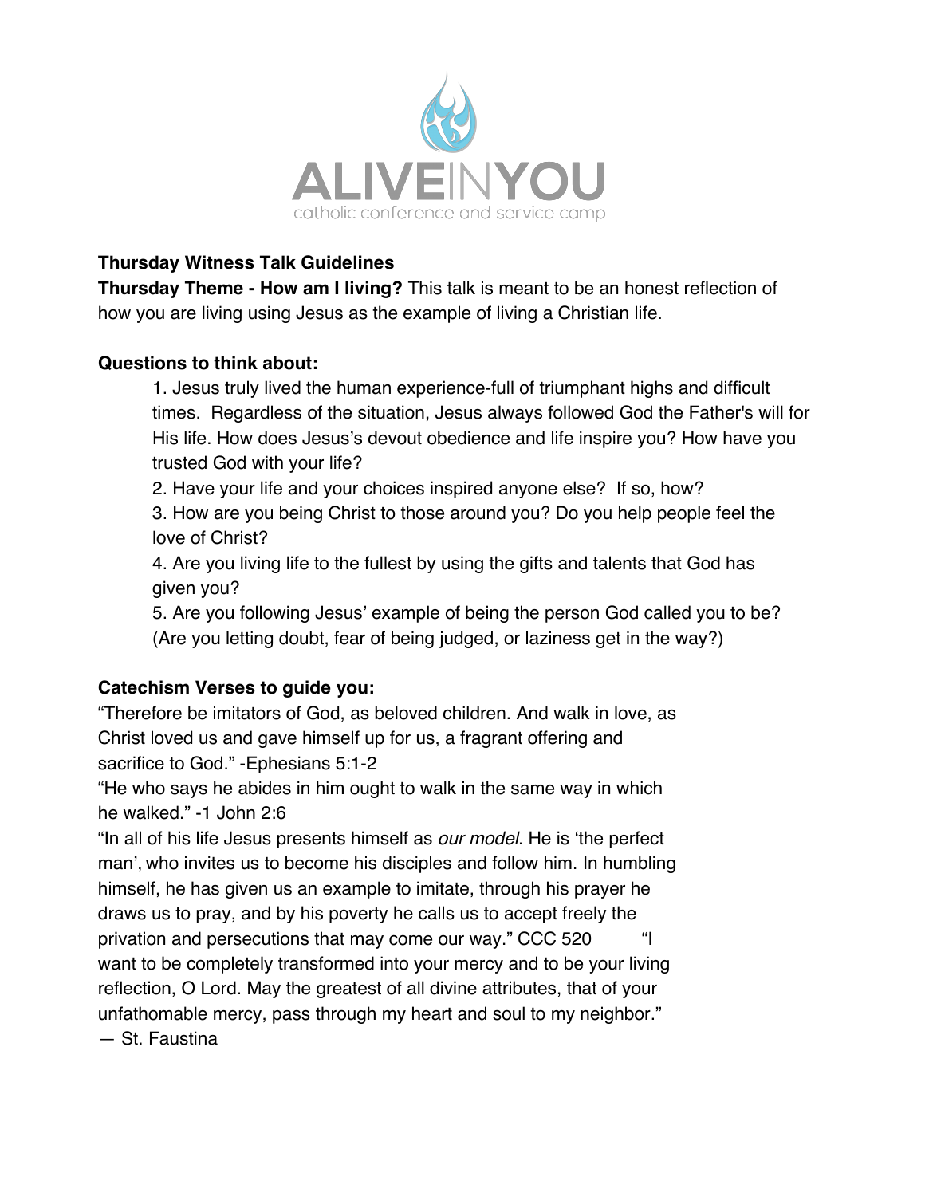ALIVEINYOU
catholic conference and service camp

**Thursday Witness Talk Guidelines**

**Thursday Theme - How am I living?** This talk is meant to be an honest reflection of how you are living using Jesus as the example of living a Christian life.

**Questions to think about:**

1. Jesus truly lived the human experience-full of triumphant highs and difficult times. Regardless of the situation, Jesus always followed God the Father's will for His life. How does Jesus's devout obedience and life inspire you? How have you trusted God with your life?
2. Have your life and your choices inspired anyone else? If so, how?
3. How are you being Christ to those around you? Do you help people feel the love of Christ?
4. Are you living life to the fullest by using the gifts and talents that God has given you?
5. Are you following Jesus' example of being the person God called you to be? (Are you letting doubt, fear of being judged, or laziness get in the way?)

**Catechism Verses to guide you:**

"Therefore be imitators of God, as beloved children. And walk in love, as Christ loved us and gave himself up for us, a fragrant offering and sacrifice to God." -Ephesians 5:1-2

"He who says he abides in him ought to walk in the same way in which he walked." -1 John 2:6

"In all of his life Jesus presents himself as *our model*. He is 'the perfect man', who invites us to become his disciples and follow him. In humbling himself, he has given us an example to imitate, through his prayer he draws us to pray, and by his poverty he calls us to accept freely the privation and persecutions that may come our way." CCC 520

"I want to be completely transformed into your mercy and to be your living reflection, O Lord. May the greatest of all divine attributes, that of your unfathomable mercy, pass through my heart and soul to my neighbor." — St. Faustina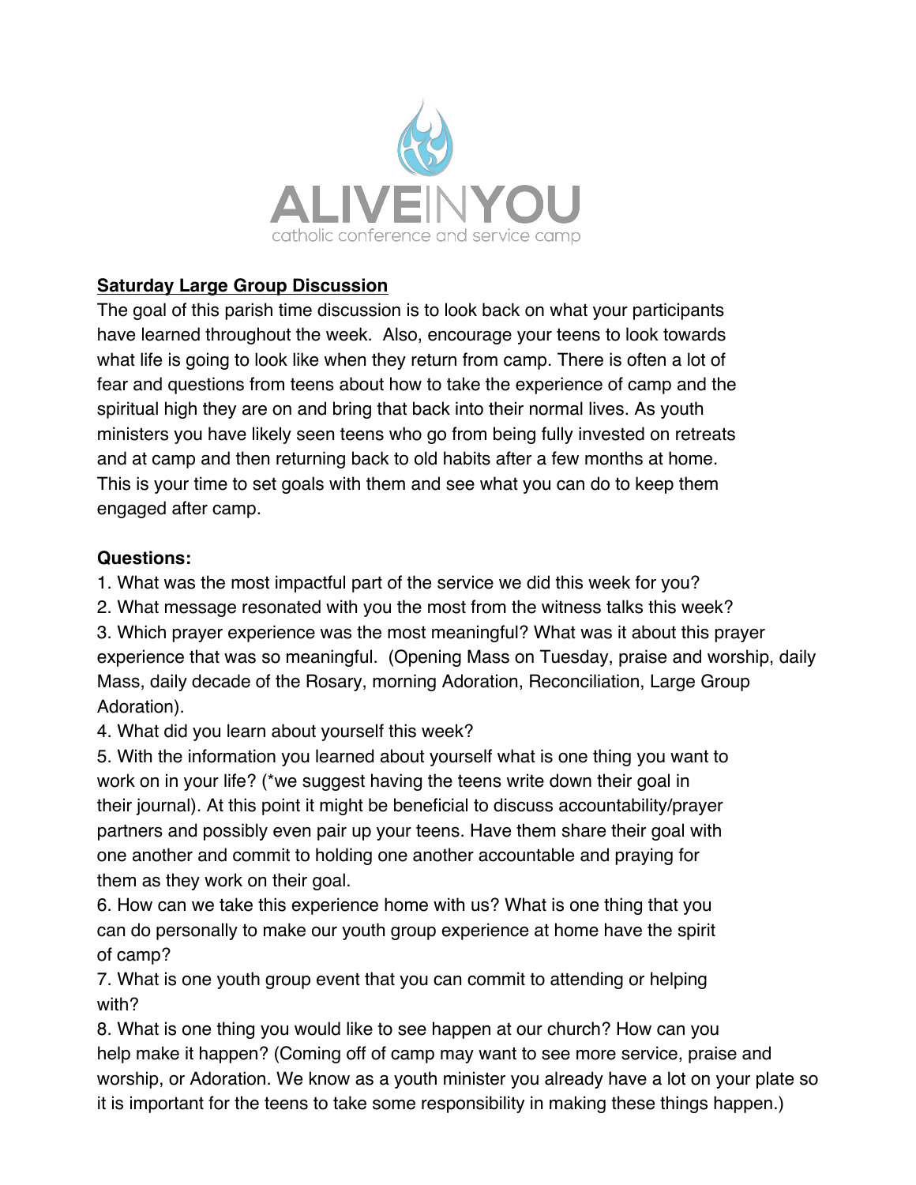ALIVEINYOU
catholic conference and service camp

**Saturday Large Group Discussion**

The goal of this parish time discussion is to look back on what your participants have learned throughout the week. Also, encourage your teens to look towards what life is going to look like when they return from camp. There is often a lot of fear and questions from teens about how to take the experience of camp and the spiritual high they are on and bring that back into their normal lives. As youth ministers you have likely seen teens who go from being fully invested on retreats and at camp and then returning back to old habits after a few months at home. This is your time to set goals with them and see what you can do to keep them engaged after camp.

**Questions:**

1. What was the most impactful part of the service we did this week for you?
2. What message resonated with you the most from the witness talks this week?
3. Which prayer experience was the most meaningful? What was it about this prayer experience that was so meaningful. (Opening Mass on Tuesday, praise and worship, daily Mass, daily decade of the Rosary, morning Adoration, Reconciliation, Large Group Adoration).
4. What did you learn about yourself this week?
5. With the information you learned about yourself what is one thing you want to work on in your life? (*we suggest having the teens write down their goal in their journal). At this point it might be beneficial to discuss accountability/prayer partners and possibly even pair up your teens. Have them share their goal with one another and commit to holding one another accountable and praying for them as they work on their goal.
6. How can we take this experience home with us? What is one thing that you can do personally to make our youth group experience at home have the spirit of camp?
7. What is one youth group event that you can commit to attending or helping with?
8. What is one thing you would like to see happen at our church? How can you help make it happen? (Coming off of camp may want to see more service, praise and worship, or Adoration. We know as a youth minister you already have a lot on your plate so it is important for the teens to take some responsibility in making these things happen.)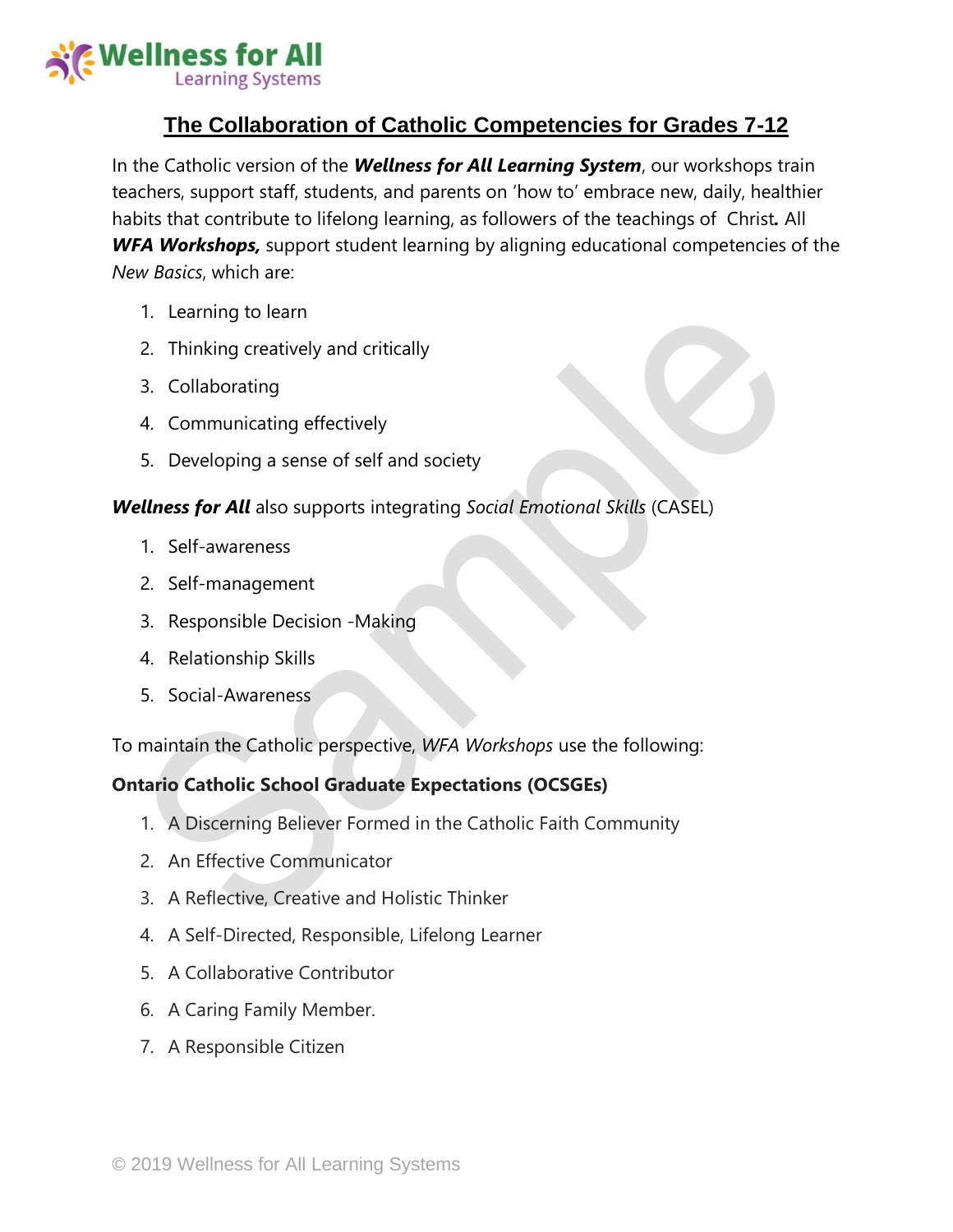# The Collaboration of Catholic Competencies for Grades 7-12

In the Catholic version of the ***Wellness for All Learning System***, our workshops train teachers, support staff, students, and parents on 'how to' embrace new, daily, healthier habits that contribute to lifelong learning, as followers of the teachings of Christ**.** All ***WFA Workshops,*** support student learning by aligning educational competencies of the *New Basics*, which are:

1. Learning to learn
2. Thinking creatively and critically
3. Collaborating
4. Communicating effectively
5. Developing a sense of self and society

***Wellness for All*** also supports integrating *Social Emotional Skills* (CASEL)

1. Self-awareness
2. Self-management
3. Responsible Decision -Making
4. Relationship Skills
5. Social-Awareness

To maintain the Catholic perspective, *WFA Workshops* use the following:

**Ontario Catholic School Graduate Expectations (OCSGEs)**

1. A Discerning Believer Formed in the Catholic Faith Community
2. An Effective Communicator
3. A Reflective, Creative and Holistic Thinker
4. A Self-Directed, Responsible, Lifelong Learner
5. A Collaborative Contributor
6. A Caring Family Member.
7. A Responsible Citizen

© 2019 Wellness for All Learning Systems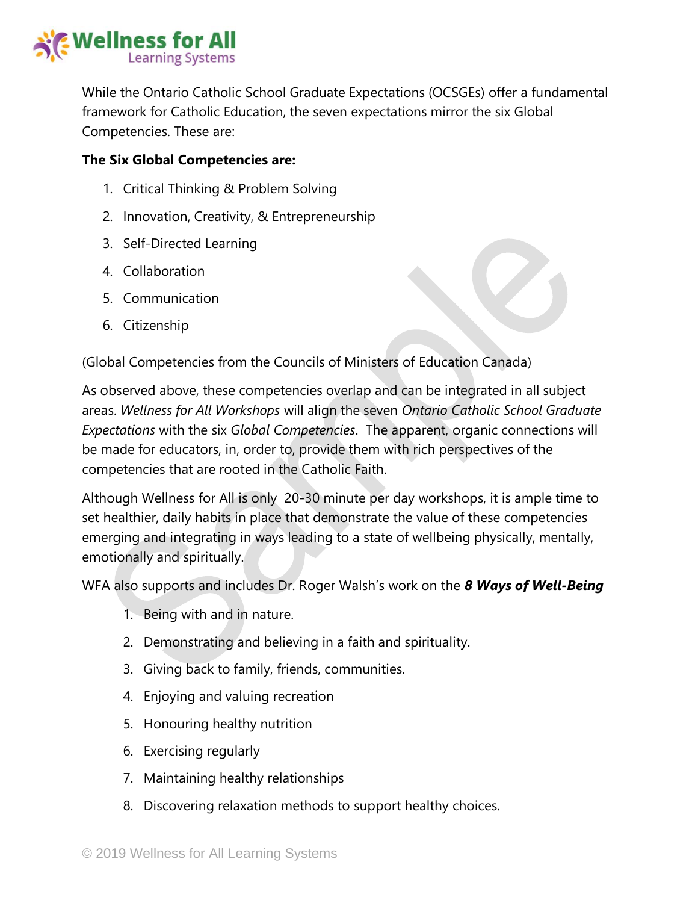While the Ontario Catholic School Graduate Expectations (OCSGEs) offer a fundamental framework for Catholic Education, the seven expectations mirror the six Global Competencies. These are:

**The Six Global Competencies are:**

1. Critical Thinking & Problem Solving
2. Innovation, Creativity, & Entrepreneurship
3. Self-Directed Learning
4. Collaboration
5. Communication
6. Citizenship

(Global Competencies from the Councils of Ministers of Education Canada)

As observed above, these competencies overlap and can be integrated in all subject areas. *Wellness for All Workshops* will align the seven *Ontario Catholic School Graduate Expectations* with the six *Global Competencies*. The apparent, organic connections will be made for educators, in, order to, provide them with rich perspectives of the competencies that are rooted in the Catholic Faith.

Although Wellness for All is only 20-30 minute per day workshops, it is ample time to set healthier, daily habits in place that demonstrate the value of these competencies emerging and integrating in ways leading to a state of wellbeing physically, mentally, emotionally and spiritually.

WFA also supports and includes Dr. Roger Walsh's work on the ***8 Ways of Well-Being***

1. Being with and in nature.
2. Demonstrating and believing in a faith and spirituality.
3. Giving back to family, friends, communities.
4. Enjoying and valuing recreation
5. Honouring healthy nutrition
6. Exercising regularly
7. Maintaining healthy relationships
8. Discovering relaxation methods to support healthy choices.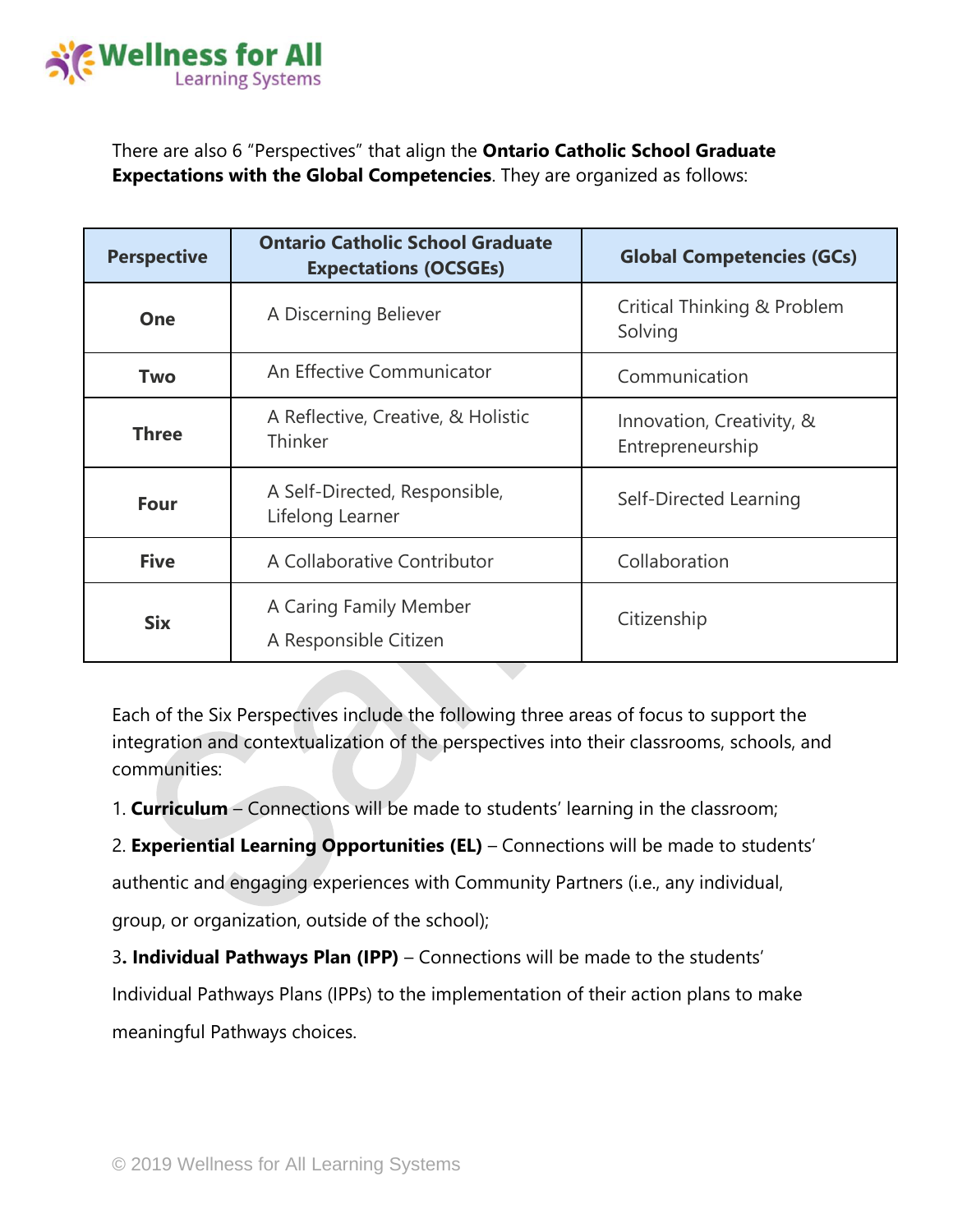There are also 6 “Perspectives” that align the **Ontario Catholic School Graduate Expectations with the Global Competencies**. They are organized as follows:

| Perspective | Ontario Catholic School Graduate Expectations (OCSGEs) | Global Competencies (GCs) |
|---|---|---|
| **One** | A Discerning Believer | Critical Thinking & Problem Solving |
| **Two** | An Effective Communicator | Communication |
| **Three** | A Reflective, Creative, & Holistic Thinker | Innovation, Creativity, & Entrepreneurship |
| **Four** | A Self-Directed, Responsible, Lifelong Learner | Self-Directed Learning |
| **Five** | A Collaborative Contributor | Collaboration |
| **Six** | A Caring Family Member<br>A Responsible Citizen | Citizenship |

Each of the Six Perspectives include the following three areas of focus to support the integration and contextualization of the perspectives into their classrooms, schools, and communities:

1. **Curriculum** – Connections will be made to students’ learning in the classroom;

2. **Experiential Learning Opportunities (EL)** – Connections will be made to students’ authentic and engaging experiences with Community Partners (i.e., any individual, group, or organization, outside of the school);

3**. Individual Pathways Plan (IPP)** – Connections will be made to the students’ Individual Pathways Plans (IPPs) to the implementation of their action plans to make meaningful Pathways choices.

© 2019 Wellness for All Learning Systems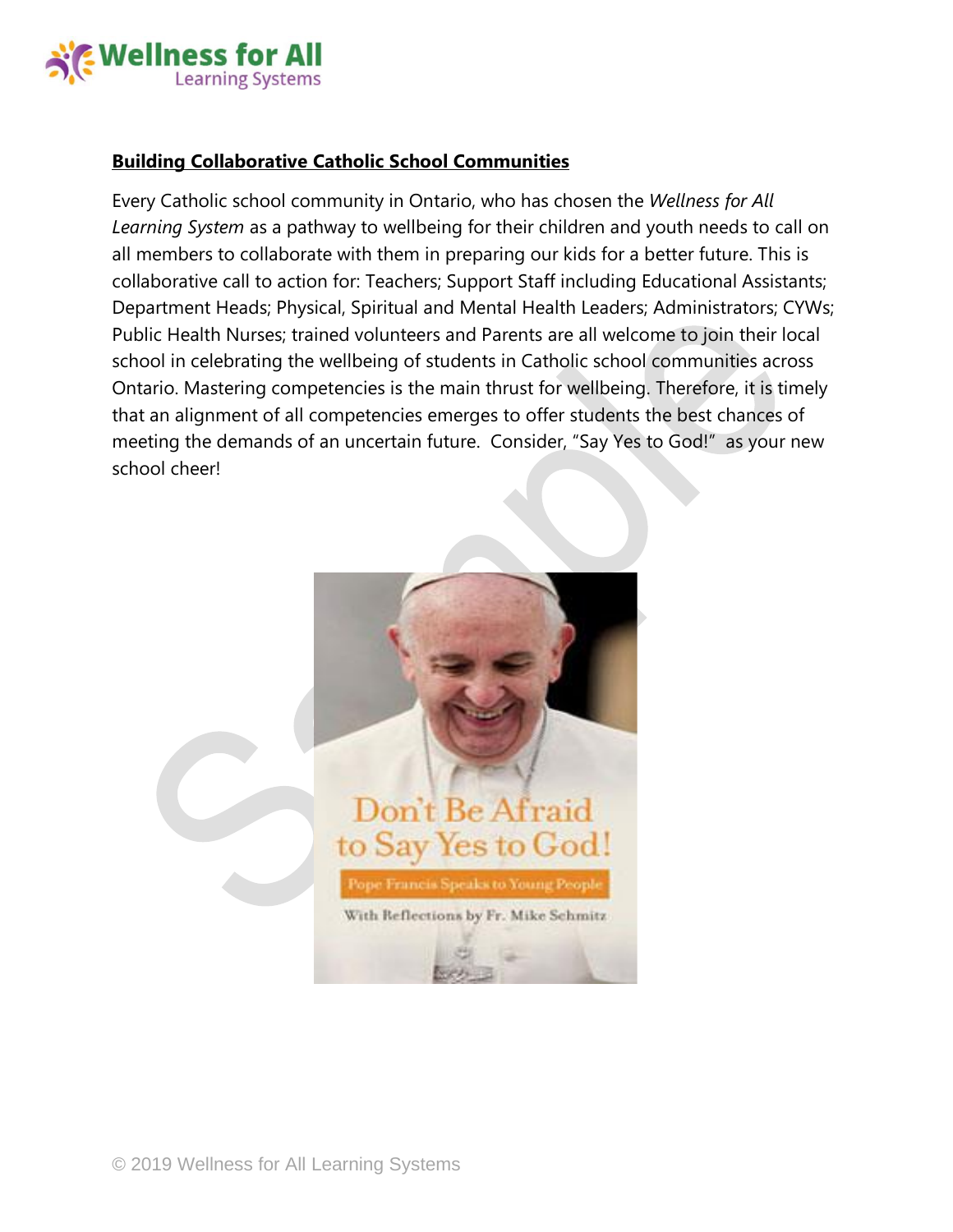## Building Collaborative Catholic School Communities

Every Catholic school community in Ontario, who has chosen the *Wellness for All Learning System* as a pathway to wellbeing for their children and youth needs to call on all members to collaborate with them in preparing our kids for a better future. This is collaborative call to action for: Teachers; Support Staff including Educational Assistants; Department Heads; Physical, Spiritual and Mental Health Leaders; Administrators; CYWs; Public Health Nurses; trained volunteers and Parents are all welcome to join their local school in celebrating the wellbeing of students in Catholic school communities across Ontario. Mastering competencies is the main thrust for wellbeing. Therefore, it is timely that an alignment of all competencies emerges to offer students the best chances of meeting the demands of an uncertain future. Consider, "Say Yes to God!" as your new school cheer!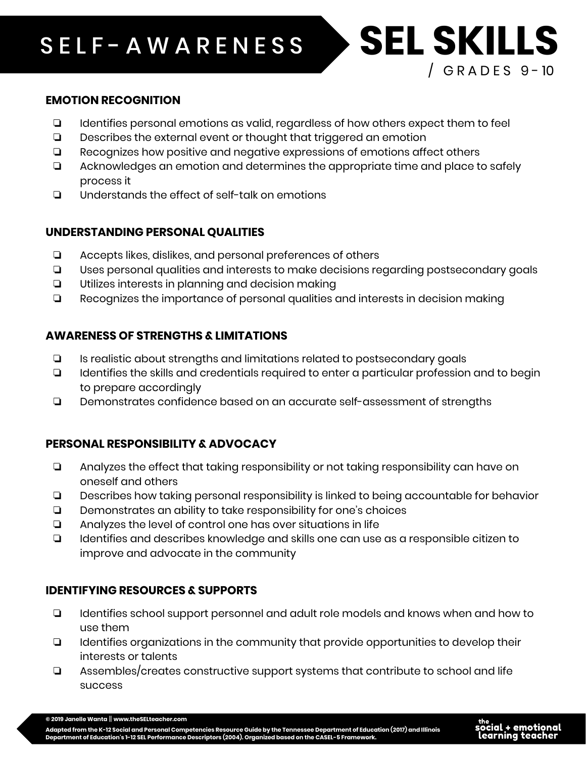# SELF-AWARENESS SEL SKILLS

/ GRADES 9-10

### EMOTION RECOGNITION

- ❏ Identifies personal emotions as valid, regardless of how others expect them to feel
- ❏ Describes the external event or thought that triggered an emotion
- ❏ Recognizes how positive and negative expressions of emotions affect others
- ❏ Acknowledges an emotion and determines the appropriate time and place to safely process it
- ❏ Understands the effect of self-talk on emotions

### UNDERSTANDING PERSONAL QUALITIES

- ❏ Accepts likes, dislikes, and personal preferences of others
- ❏ Uses personal qualities and interests to make decisions regarding postsecondary goals
- ❏ Utilizes interests in planning and decision making
- ❏ Recognizes the importance of personal qualities and interests in decision making

### AWARENESS OF STRENGTHS & LIMITATIONS

- ❏ Is realistic about strengths and limitations related to postsecondary goals
- ❏ Identifies the skills and credentials required to enter a particular profession and to begin to prepare accordingly
- ❏ Demonstrates confidence based on an accurate self-assessment of strengths

### PERSONAL RESPONSIBILITY & ADVOCACY

- ❏ Analyzes the effect that taking responsibility or not taking responsibility can have on oneself and others
- ❏ Describes how taking personal responsibility is linked to being accountable for behavior
- ❏ Demonstrates an ability to take responsibility for one's choices
- ❏ Analyzes the level of control one has over situations in life
- ❏ Identifies and describes knowledge and skills one can use as a responsible citizen to improve and advocate in the community

### IDENTIFYING RESOURCES & SUPPORTS

- ❏ Identifies school support personnel and adult role models and knows when and how to use them
- ❏ Identifies organizations in the community that provide opportunities to develop their interests or talents
- ❏ Assembles/creates constructive support systems that contribute to school and life success

**© 2019 Janelle Wanta || www.theSELteacher.com**

**Adapted from the K-12 Social and Personal Competencies Resource Guide by the Tennessee Department of Education (2017) and Illinois Department of Education's 1-12 SEL Performance Descriptors (2004). Organized based on the CASEL-5 Framework.**

the social + emotional learning teacher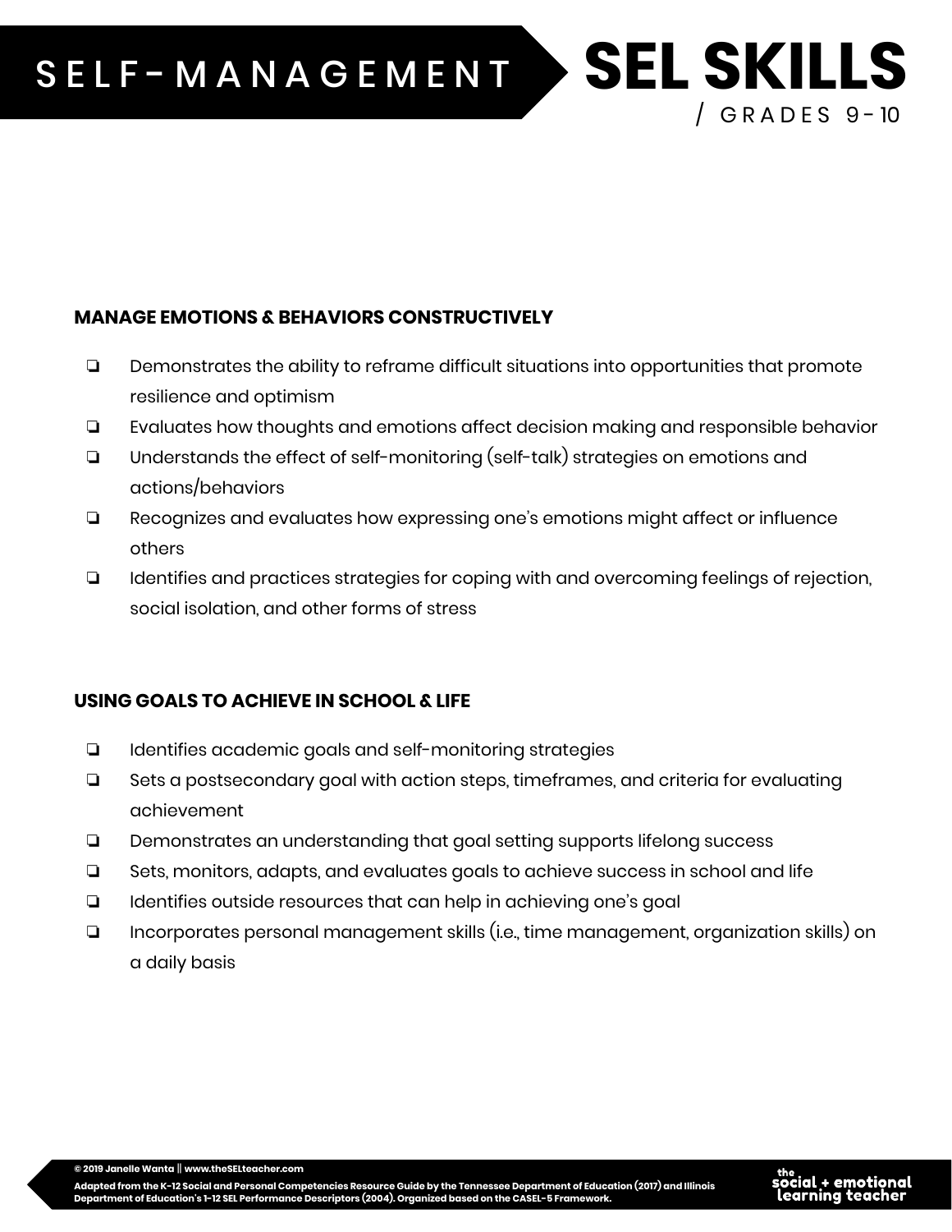# SELF-MANAGEMENT SEL SKILLS

/ GRADES 9-10

### MANAGE EMOTIONS & BEHAVIORS CONSTRUCTIVELY

- ❏ Demonstrates the ability to reframe difficult situations into opportunities that promote resilience and optimism
- ❏ Evaluates how thoughts and emotions affect decision making and responsible behavior
- ❏ Understands the effect of self-monitoring (self-talk) strategies on emotions and actions/behaviors
- ❏ Recognizes and evaluates how expressing one's emotions might affect or influence others
- ❏ Identifies and practices strategies for coping with and overcoming feelings of rejection, social isolation, and other forms of stress

### USING GOALS TO ACHIEVE IN SCHOOL & LIFE

- ❏ Identifies academic goals and self-monitoring strategies
- ❏ Sets a postsecondary goal with action steps, timeframes, and criteria for evaluating achievement
- ❏ Demonstrates an understanding that goal setting supports lifelong success
- ❏ Sets, monitors, adapts, and evaluates goals to achieve success in school and life
- ❏ Identifies outside resources that can help in achieving one's goal
- ❏ Incorporates personal management skills (i.e., time management, organization skills) on a daily basis

© 2019 Janelle Wanta || www.theSELteacher.com

Adapted from the K-12 Social and Personal Competencies Resource Guide by the Tennessee Department of Education (2017) and Illinois Department of Education's 1-12 SEL Performance Descriptors (2004). Organized based on the CASEL-5 Framework.

the social + emotional learning teacher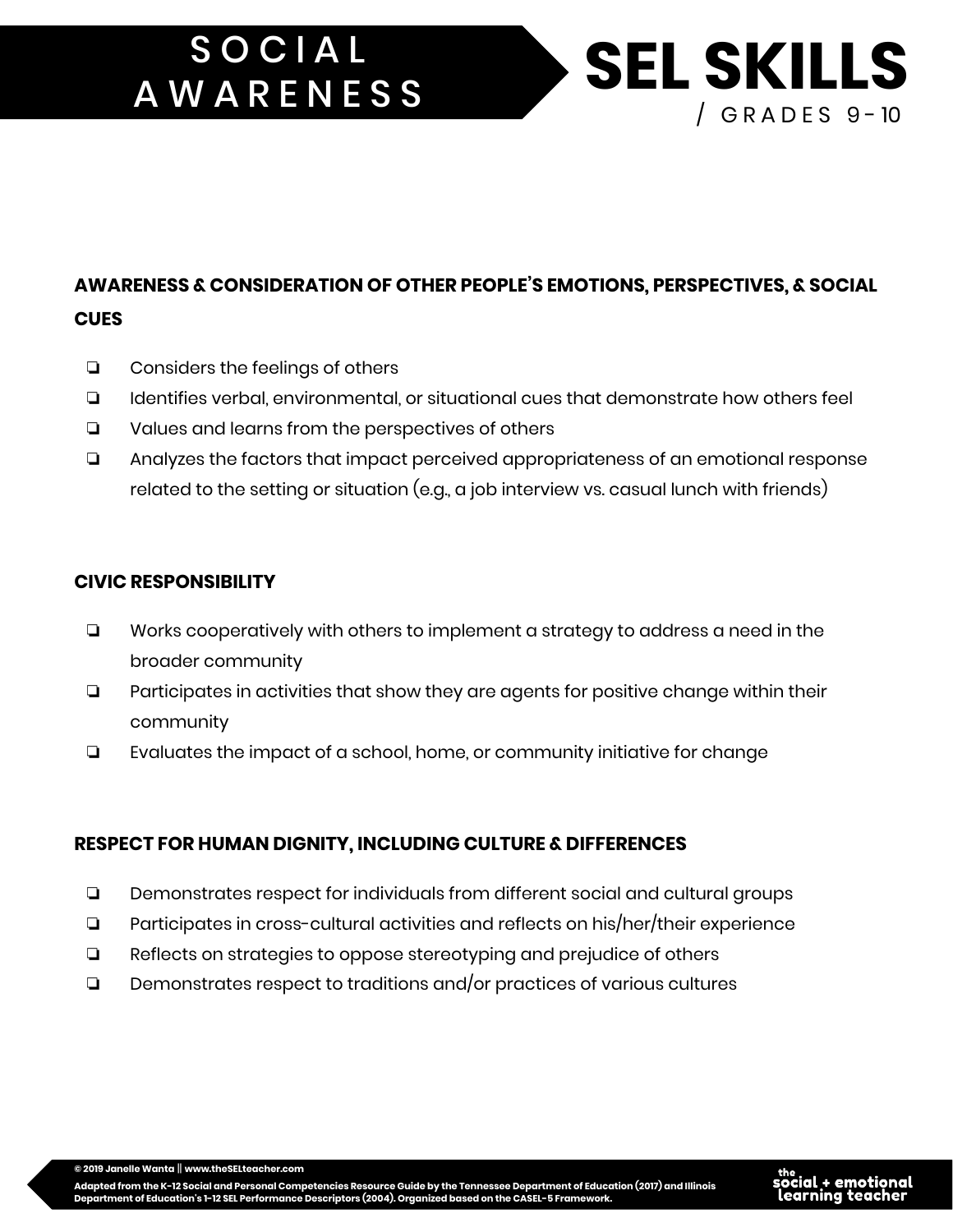# SOCIAL AWARENESS

# SEL SKILLS

/ GRADES 9-10

### AWARENESS & CONSIDERATION OF OTHER PEOPLE'S EMOTIONS, PERSPECTIVES, & SOCIAL CUES

- ❏ Considers the feelings of others
- ❏ Identifies verbal, environmental, or situational cues that demonstrate how others feel
- ❏ Values and learns from the perspectives of others
- ❏ Analyzes the factors that impact perceived appropriateness of an emotional response related to the setting or situation (e.g., a job interview vs. casual lunch with friends)

### CIVIC RESPONSIBILITY

- ❏ Works cooperatively with others to implement a strategy to address a need in the broader community
- ❏ Participates in activities that show they are agents for positive change within their community
- ❏ Evaluates the impact of a school, home, or community initiative for change

### RESPECT FOR HUMAN DIGNITY, INCLUDING CULTURE & DIFFERENCES

- ❏ Demonstrates respect for individuals from different social and cultural groups
- ❏ Participates in cross-cultural activities and reflects on his/her/their experience
- ❏ Reflects on strategies to oppose stereotyping and prejudice of others
- ❏ Demonstrates respect to traditions and/or practices of various cultures

© 2019 Janelle Wanta || www.theSELteacher.com

Adapted from the K-12 Social and Personal Competencies Resource Guide by the Tennessee Department of Education (2017) and Illinois Department of Education's 1-12 SEL Performance Descriptors (2004). Organized based on the CASEL-5 Framework.

the social + emotional learning teacher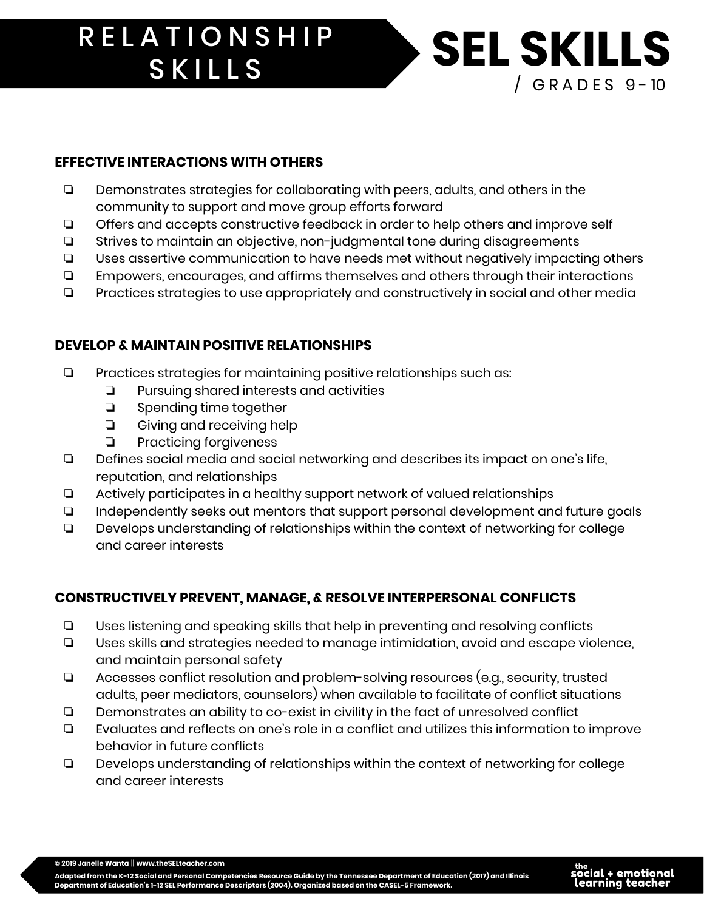# RELATIONSHIP SKILLS

# SEL SKILLS

/ GRADES 9-10

**EFFECTIVE INTERACTIONS WITH OTHERS**

- ❏ Demonstrates strategies for collaborating with peers, adults, and others in the community to support and move group efforts forward
- ❏ Offers and accepts constructive feedback in order to help others and improve self
- ❏ Strives to maintain an objective, non-judgmental tone during disagreements
- ❏ Uses assertive communication to have needs met without negatively impacting others
- ❏ Empowers, encourages, and affirms themselves and others through their interactions
- ❏ Practices strategies to use appropriately and constructively in social and other media

**DEVELOP & MAINTAIN POSITIVE RELATIONSHIPS**

- ❏ Practices strategies for maintaining positive relationships such as:
  - ❏ Pursuing shared interests and activities
  - ❏ Spending time together
  - ❏ Giving and receiving help
  - ❏ Practicing forgiveness
- ❏ Defines social media and social networking and describes its impact on one's life, reputation, and relationships
- ❏ Actively participates in a healthy support network of valued relationships
- ❏ Independently seeks out mentors that support personal development and future goals
- ❏ Develops understanding of relationships within the context of networking for college and career interests

**CONSTRUCTIVELY PREVENT, MANAGE, & RESOLVE INTERPERSONAL CONFLICTS**

- ❏ Uses listening and speaking skills that help in preventing and resolving conflicts
- ❏ Uses skills and strategies needed to manage intimidation, avoid and escape violence, and maintain personal safety
- ❏ Accesses conflict resolution and problem-solving resources (e.g., security, trusted adults, peer mediators, counselors) when available to facilitate of conflict situations
- ❏ Demonstrates an ability to co-exist in civility in the fact of unresolved conflict
- ❏ Evaluates and reflects on one's role in a conflict and utilizes this information to improve behavior in future conflicts
- ❏ Develops understanding of relationships within the context of networking for college and career interests

**© 2019 Janelle Wanta || www.theSELteacher.com**

**Adapted from the K-12 Social and Personal Competencies Resource Guide by the Tennessee Department of Education (2017) and Illinois Department of Education's 1-12 SEL Performance Descriptors (2004). Organized based on the CASEL-5 Framework.**

the social + emotional learning teacher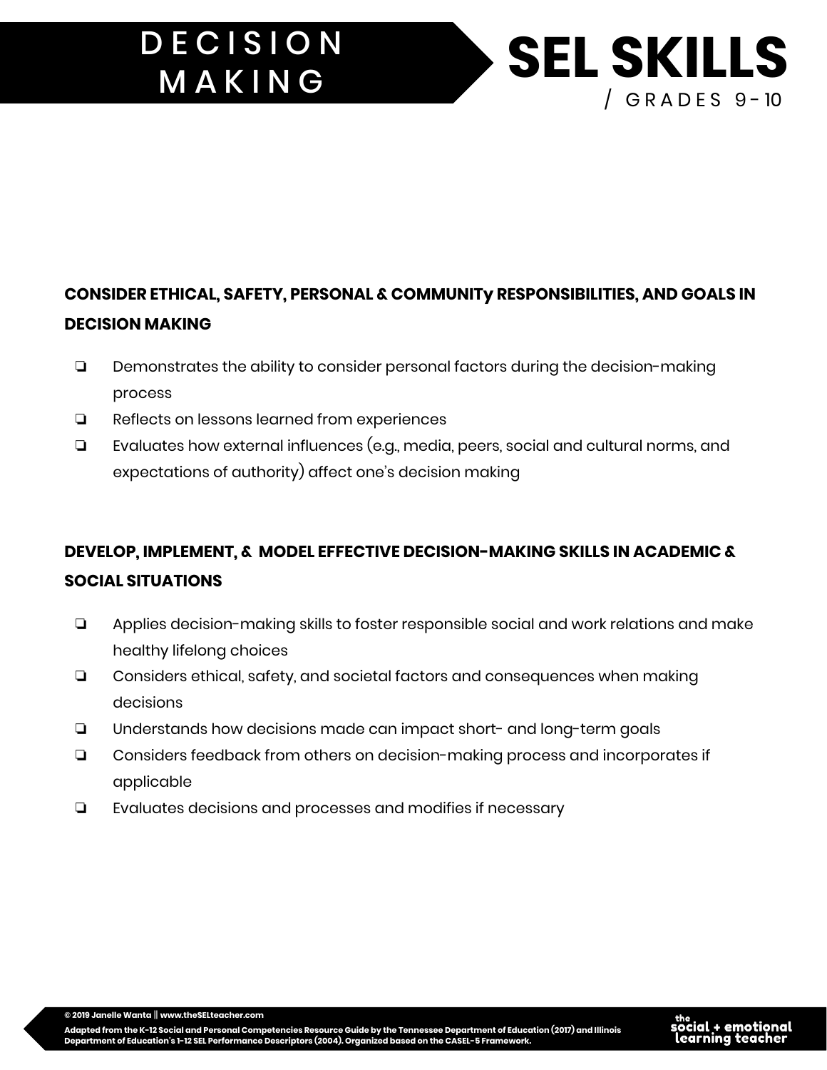# DECISION MAKING

# SEL SKILLS

/ GRADES 9-10

## CONSIDER ETHICAL, SAFETY, PERSONAL & COMMUNITy RESPONSIBILITIES, AND GOALS IN DECISION MAKING

- ❏ Demonstrates the ability to consider personal factors during the decision-making process
- ❏ Reflects on lessons learned from experiences
- ❏ Evaluates how external influences (e.g., media, peers, social and cultural norms, and expectations of authority) affect one's decision making

## DEVELOP, IMPLEMENT, & MODEL EFFECTIVE DECISION-MAKING SKILLS IN ACADEMIC & SOCIAL SITUATIONS

- ❏ Applies decision-making skills to foster responsible social and work relations and make healthy lifelong choices
- ❏ Considers ethical, safety, and societal factors and consequences when making decisions
- ❏ Understands how decisions made can impact short- and long-term goals
- ❏ Considers feedback from others on decision-making process and incorporates if applicable
- ❏ Evaluates decisions and processes and modifies if necessary

© 2019 Janelle Wanta || www.theSELteacher.com

Adapted from the K-12 Social and Personal Competencies Resource Guide by the Tennessee Department of Education (2017) and Illinois Department of Education's 1-12 SEL Performance Descriptors (2004). Organized based on the CASEL-5 Framework.

the social + emotional learning teacher